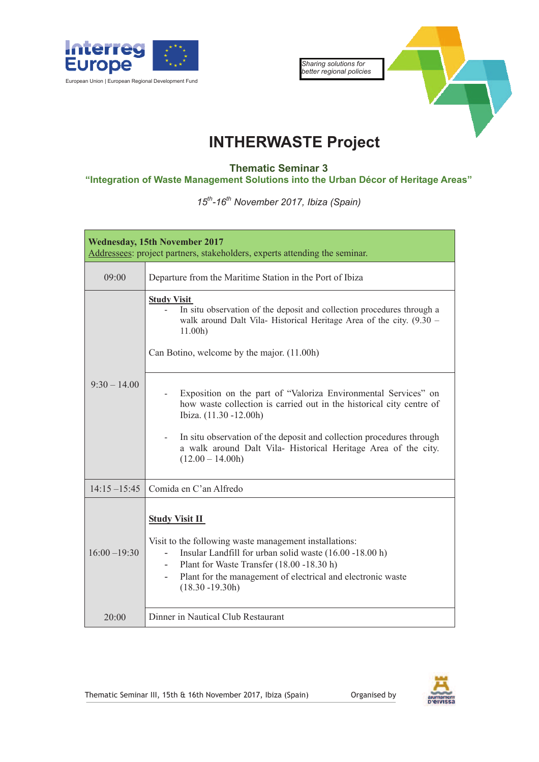Interreg Europe

European Union | European Regional Development Fund

*Sharing solutions for better regional policies*

# INTHERWASTE Project

## Thematic Seminar 3

### "Integration of Waste Management Solutions into the Urban Décor of Heritage Areas"

*15th-16th November 2017, Ibiza (Spain)*

| | |
|---|---|
| **Wednesday, 15th November 2017**<br>Addressees: project partners, stakeholders, experts attending the seminar. | |
| 09:00 | Departure from the Maritime Station in the Port of Ibiza |
| 9:30 – 14.00 | **Study Visit**<br>- In situ observation of the deposit and collection procedures through a walk around Dalt Vila- Historical Heritage Area of the city. (9.30 – 11.00h)<br><br>Can Botino, welcome by the major. (11.00h) |
| | - Exposition on the part of "Valoriza Environmental Services" on how waste collection is carried out in the historical city centre of Ibiza. (11.30 -12.00h)<br><br>- In situ observation of the deposit and collection procedures through a walk around Dalt Vila- Historical Heritage Area of the city. (12.00 – 14.00h) |
| 14:15 –15:45 | Comida en C'an Alfredo |
| 16:00 –19:30 | **Study Visit II**<br><br>Visit to the following waste management installations:<br>- Insular Landfill for urban solid waste (16.00 -18.00 h)<br>- Plant for Waste Transfer (18.00 -18.30 h)<br>- Plant for the management of electrical and electronic waste (18.30 -19.30h) |
| 20:00 | Dinner in Nautical Club Restaurant |

Organised by ajuntament d'eivissa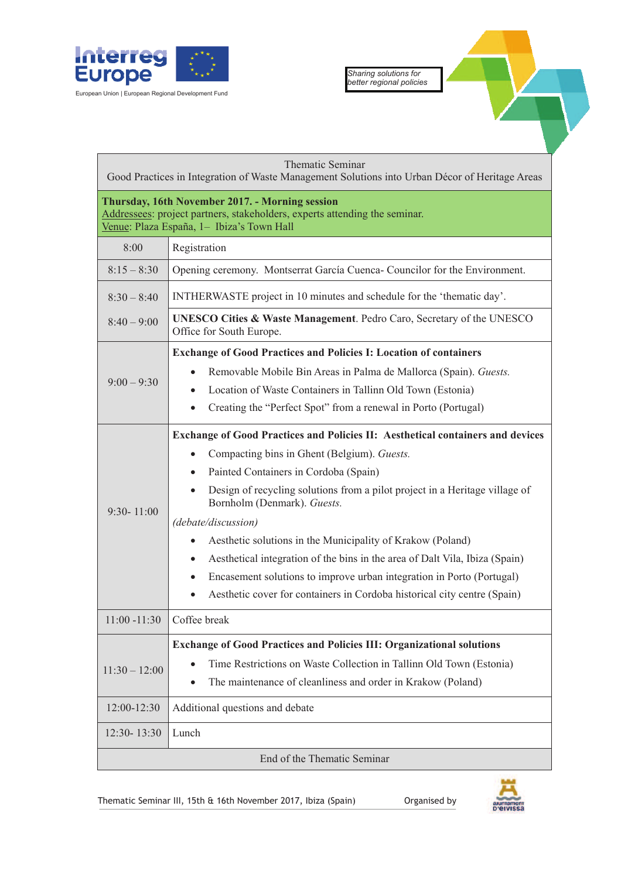Interreg Europe

European Union | European Regional Development Fund

*Sharing solutions for better regional policies*

| Thematic Seminar<br>Good Practices in Integration of Waste Management Solutions into Urban Décor of Heritage Areas | |
|---|---|
| **Thursday, 16th November 2017. - Morning session**<br>Addressees: project partners, stakeholders, experts attending the seminar.<br>Venue: Plaza España, 1– Ibiza's Town Hall | |
| 8:00 | Registration |
| 8:15 – 8:30 | Opening ceremony. Montserrat García Cuenca- Councilor for the Environment. |
| 8:30 – 8:40 | INTHERWASTE project in 10 minutes and schedule for the 'thematic day'. |
| 8:40 – 9:00 | **UNESCO Cities & Waste Management**. Pedro Caro, Secretary of the UNESCO Office for South Europe. |
| 9:00 – 9:30 | **Exchange of Good Practices and Policies I: Location of containers**<br>• Removable Mobile Bin Areas in Palma de Mallorca (Spain). *Guests.*<br>• Location of Waste Containers in Tallinn Old Town (Estonia)<br>• Creating the "Perfect Spot" from a renewal in Porto (Portugal) |
| 9:30- 11:00 | **Exchange of Good Practices and Policies II: Aesthetical containers and devices**<br>• Compacting bins in Ghent (Belgium). *Guests.*<br>• Painted Containers in Cordoba (Spain)<br>• Design of recycling solutions from a pilot project in a Heritage village of Bornholm (Denmark). *Guests.*<br>*(debate/discussion)*<br>• Aesthetic solutions in the Municipality of Krakow (Poland)<br>• Aesthetical integration of the bins in the area of Dalt Vila, Ibiza (Spain)<br>• Encasement solutions to improve urban integration in Porto (Portugal)<br>• Aesthetic cover for containers in Cordoba historical city centre (Spain) |
| 11:00 -11:30 | Coffee break |
| 11:30 – 12:00 | **Exchange of Good Practices and Policies III: Organizational solutions**<br>• Time Restrictions on Waste Collection in Tallinn Old Town (Estonia)<br>• The maintenance of cleanliness and order in Krakow (Poland) |
| 12:00-12:30 | Additional questions and debate |
| 12:30- 13:30 | Lunch |
| End of the Thematic Seminar | |

Thematic Seminar III, 15th & 16th November 2017, Ibiza (Spain) Organised by ajuntament d'eivissa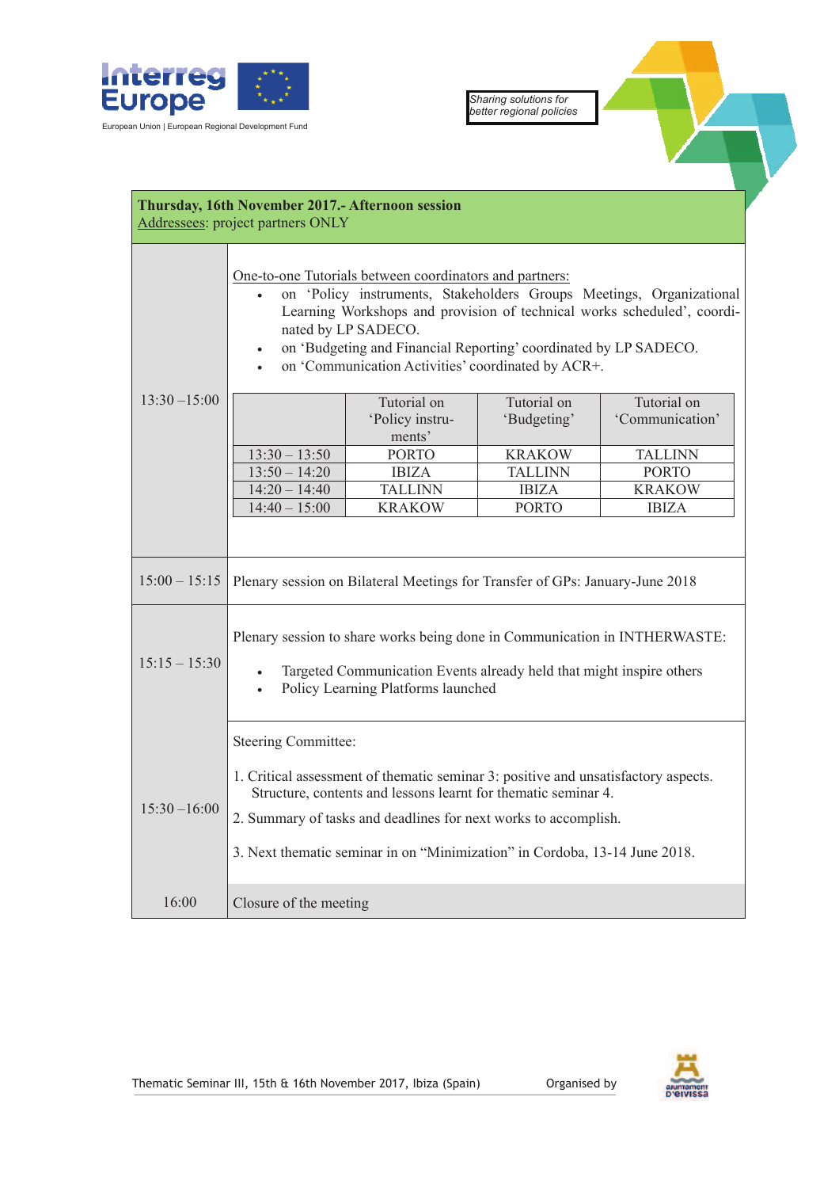**Thursday, 16th November 2017.- Afternoon session**
Addressees: project partners ONLY

**13:30 –15:00**

One-to-one Tutorials between coordinators and partners:

- on 'Policy instruments, Stakeholders Groups Meetings, Organizational Learning Workshops and provision of technical works scheduled', coordinated by LP SADECO.
- on 'Budgeting and Financial Reporting' coordinated by LP SADECO.
- on 'Communication Activities' coordinated by ACR+.

| | Tutorial on 'Policy instruments' | Tutorial on 'Budgeting' | Tutorial on 'Communication' |
|---|---|---|---|
| 13:30 – 13:50 | PORTO | KRAKOW | TALLINN |
| 13:50 – 14:20 | IBIZA | TALLINN | PORTO |
| 14:20 – 14:40 | TALLINN | IBIZA | KRAKOW |
| 14:40 – 15:00 | KRAKOW | PORTO | IBIZA |

**15:00 – 15:15**

Plenary session on Bilateral Meetings for Transfer of GPs: January-June 2018

**15:15 – 15:30**

Plenary session to share works being done in Communication in INTHERWASTE:

- Targeted Communication Events already held that might inspire others
- Policy Learning Platforms launched

**15:30 –16:00**

Steering Committee:

1. Critical assessment of thematic seminar 3: positive and unsatisfactory aspects. Structure, contents and lessons learnt for thematic seminar 4.
2. Summary of tasks and deadlines for next works to accomplish.
3. Next thematic seminar in on "Minimization" in Cordoba, 13-14 June 2018.

**16:00**

Closure of the meeting